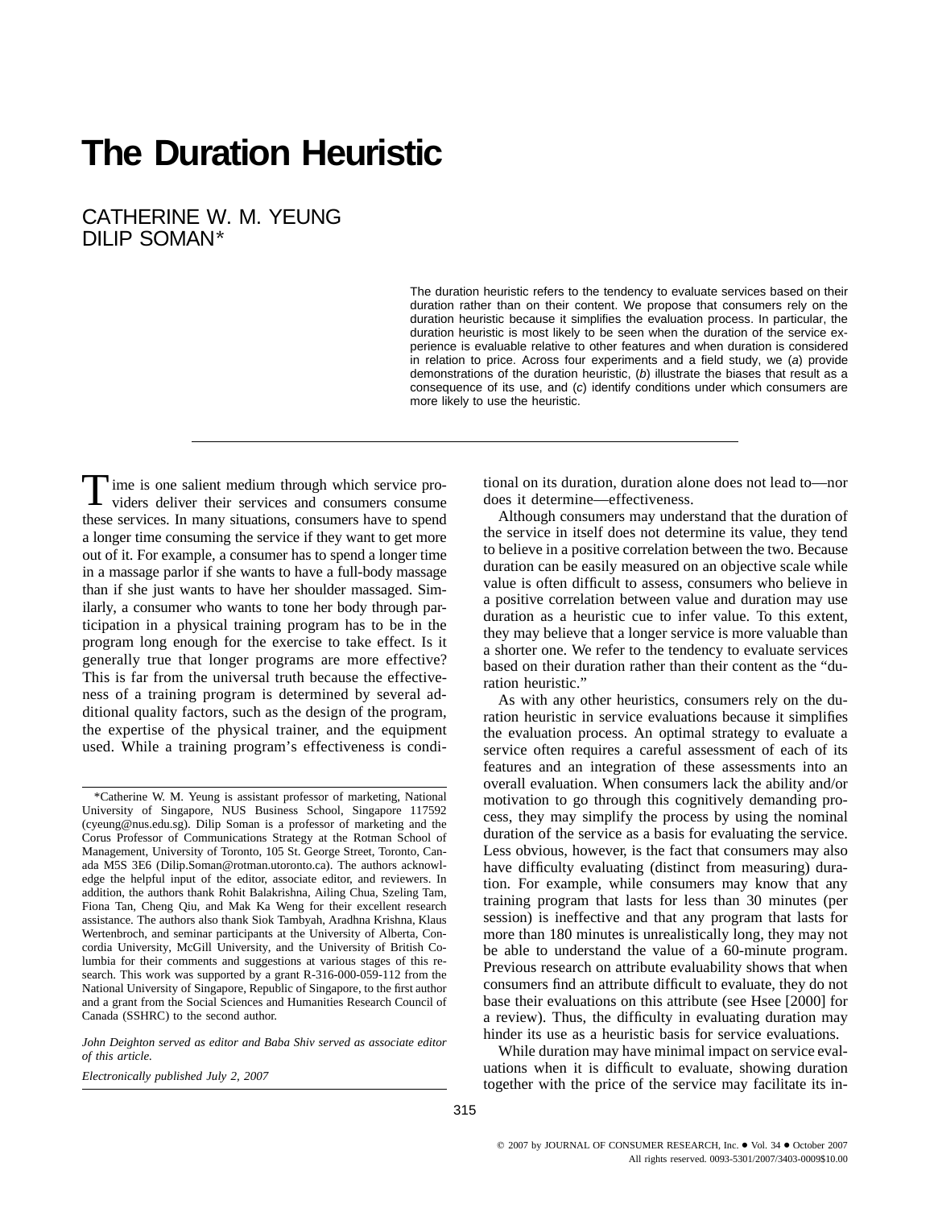# The Duration Heuristic

CATHERINE W. M. YEUNG
DILIP SOMAN*

The duration heuristic refers to the tendency to evaluate services based on their duration rather than on their content. We propose that consumers rely on the duration heuristic because it simplifies the evaluation process. In particular, the duration heuristic is most likely to be seen when the duration of the service experience is evaluable relative to other features and when duration is considered in relation to price. Across four experiments and a field study, we (*a*) provide demonstrations of the duration heuristic, (*b*) illustrate the biases that result as a consequence of its use, and (*c*) identify conditions under which consumers are more likely to use the heuristic.

---

Time is one salient medium through which service providers deliver their services and consumers consume these services. In many situations, consumers have to spend a longer time consuming the service if they want to get more out of it. For example, a consumer has to spend a longer time in a massage parlor if she wants to have a full-body massage than if she just wants to have her shoulder massaged. Similarly, a consumer who wants to tone her body through participation in a physical training program has to be in the program long enough for the exercise to take effect. Is it generally true that longer programs are more effective? This is far from the universal truth because the effectiveness of a training program is determined by several additional quality factors, such as the design of the program, the expertise of the physical trainer, and the equipment used. While a training program's effectiveness is conditional on its duration, duration alone does not lead to—nor does it determine—effectiveness.

Although consumers may understand that the duration of the service in itself does not determine its value, they tend to believe in a positive correlation between the two. Because duration can be easily measured on an objective scale while value is often difficult to assess, consumers who believe in a positive correlation between value and duration may use duration as a heuristic cue to infer value. To this extent, they may believe that a longer service is more valuable than a shorter one. We refer to the tendency to evaluate services based on their duration rather than their content as the "duration heuristic."

As with any other heuristics, consumers rely on the duration heuristic in service evaluations because it simplifies the evaluation process. An optimal strategy to evaluate a service often requires a careful assessment of each of its features and an integration of these assessments into an overall evaluation. When consumers lack the ability and/or motivation to go through this cognitively demanding process, they may simplify the process by using the nominal duration of the service as a basis for evaluating the service. Less obvious, however, is the fact that consumers may also have difficulty evaluating (distinct from measuring) duration. For example, while consumers may know that any training program that lasts for less than 30 minutes (per session) is ineffective and that any program that lasts for more than 180 minutes is unrealistically long, they may not be able to understand the value of a 60-minute program. Previous research on attribute evaluability shows that when consumers find an attribute difficult to evaluate, they do not base their evaluations on this attribute (see Hsee [2000] for a review). Thus, the difficulty in evaluating duration may hinder its use as a heuristic basis for service evaluations.

While duration may have minimal impact on service evaluations when it is difficult to evaluate, showing duration together with the price of the service may facilitate its in-

---

*Catherine W. M. Yeung is assistant professor of marketing, National University of Singapore, NUS Business School, Singapore 117592 (cyeung@nus.edu.sg). Dilip Soman is a professor of marketing and the Corus Professor of Communications Strategy at the Rotman School of Management, University of Toronto, 105 St. George Street, Toronto, Canada M5S 3E6 (Dilip.Soman@rotman.utoronto.ca). The authors acknowledge the helpful input of the editor, associate editor, and reviewers. In addition, the authors thank Rohit Balakrishna, Ailing Chua, Szeling Tam, Fiona Tan, Cheng Qiu, and Mak Ka Weng for their excellent research assistance. The authors also thank Siok Tambyah, Aradhna Krishna, Klaus Wertenbroch, and seminar participants at the University of Alberta, Concordia University, McGill University, and the University of British Columbia for their comments and suggestions at various stages of this research. This work was supported by a grant R-316-000-059-112 from the National University of Singapore, Republic of Singapore, to the first author and a grant from the Social Sciences and Humanities Research Council of Canada (SSHRC) to the second author.

*John Deighton served as editor and Baba Shiv served as associate editor of this article.*

*Electronically published July 2, 2007*

© 2007 by JOURNAL OF CONSUMER RESEARCH, Inc. • Vol. 34 • October 2007
All rights reserved. 0093-5301/2007/3403-0009$10.00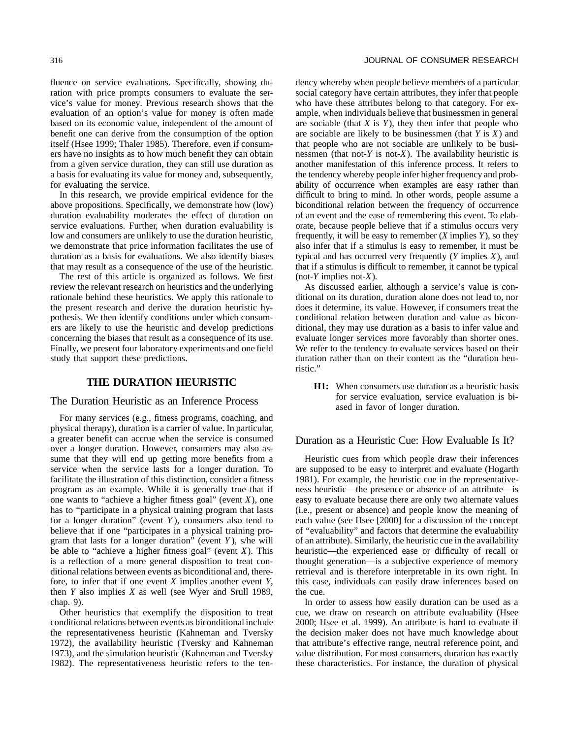fluence on service evaluations. Specifically, showing duration with price prompts consumers to evaluate the service's value for money. Previous research shows that the evaluation of an option's value for money is often made based on its economic value, independent of the amount of benefit one can derive from the consumption of the option itself (Hsee 1999; Thaler 1985). Therefore, even if consumers have no insights as to how much benefit they can obtain from a given service duration, they can still use duration as a basis for evaluating its value for money and, subsequently, for evaluating the service.

In this research, we provide empirical evidence for the above propositions. Specifically, we demonstrate how (low) duration evaluability moderates the effect of duration on service evaluations. Further, when duration evaluability is low and consumers are unlikely to use the duration heuristic, we demonstrate that price information facilitates the use of duration as a basis for evaluations. We also identify biases that may result as a consequence of the use of the heuristic.

The rest of this article is organized as follows. We first review the relevant research on heuristics and the underlying rationale behind these heuristics. We apply this rationale to the present research and derive the duration heuristic hypothesis. We then identify conditions under which consumers are likely to use the heuristic and develop predictions concerning the biases that result as a consequence of its use. Finally, we present four laboratory experiments and one field study that support these predictions.

## THE DURATION HEURISTIC

### The Duration Heuristic as an Inference Process

For many services (e.g., fitness programs, coaching, and physical therapy), duration is a carrier of value. In particular, a greater benefit can accrue when the service is consumed over a longer duration. However, consumers may also assume that they will end up getting more benefits from a service when the service lasts for a longer duration. To facilitate the illustration of this distinction, consider a fitness program as an example. While it is generally true that if one wants to "achieve a higher fitness goal" (event *X*), one has to "participate in a physical training program that lasts for a longer duration" (event *Y*), consumers also tend to believe that if one "participates in a physical training program that lasts for a longer duration" (event *Y*), s/he will be able to "achieve a higher fitness goal" (event *X*). This is a reflection of a more general disposition to treat conditional relations between events as biconditional and, therefore, to infer that if one event *X* implies another event *Y*, then *Y* also implies *X* as well (see Wyer and Srull 1989, chap. 9).

Other heuristics that exemplify the disposition to treat conditional relations between events as biconditional include the representativeness heuristic (Kahneman and Tversky 1972), the availability heuristic (Tversky and Kahneman 1973), and the simulation heuristic (Kahneman and Tversky 1982). The representativeness heuristic refers to the tendency whereby when people believe members of a particular social category have certain attributes, they infer that people who have these attributes belong to that category. For example, when individuals believe that businessmen in general are sociable (that *X* is *Y*), they then infer that people who are sociable are likely to be businessmen (that *Y* is *X*) and that people who are not sociable are unlikely to be businessmen (that not-*Y* is not-*X*). The availability heuristic is another manifestation of this inference process. It refers to the tendency whereby people infer higher frequency and probability of occurrence when examples are easy rather than difficult to bring to mind. In other words, people assume a biconditional relation between the frequency of occurrence of an event and the ease of remembering this event. To elaborate, because people believe that if a stimulus occurs very frequently, it will be easy to remember (*X* implies *Y*), so they also infer that if a stimulus is easy to remember, it must be typical and has occurred very frequently (*Y* implies *X*), and that if a stimulus is difficult to remember, it cannot be typical (not-*Y* implies not-*X*).

As discussed earlier, although a service's value is conditional on its duration, duration alone does not lead to, nor does it determine, its value. However, if consumers treat the conditional relation between duration and value as biconditional, they may use duration as a basis to infer value and evaluate longer services more favorably than shorter ones. We refer to the tendency to evaluate services based on their duration rather than on their content as the "duration heuristic."

> **H1:** When consumers use duration as a heuristic basis for service evaluation, service evaluation is biased in favor of longer duration.

### Duration as a Heuristic Cue: How Evaluable Is It?

Heuristic cues from which people draw their inferences are supposed to be easy to interpret and evaluate (Hogarth 1981). For example, the heuristic cue in the representativeness heuristic—the presence or absence of an attribute—is easy to evaluate because there are only two alternate values (i.e., present or absence) and people know the meaning of each value (see Hsee [2000] for a discussion of the concept of "evaluability" and factors that determine the evaluability of an attribute). Similarly, the heuristic cue in the availability heuristic—the experienced ease or difficulty of recall or thought generation—is a subjective experience of memory retrieval and is therefore interpretable in its own right. In this case, individuals can easily draw inferences based on the cue.

In order to assess how easily duration can be used as a cue, we draw on research on attribute evaluability (Hsee 2000; Hsee et al. 1999). An attribute is hard to evaluate if the decision maker does not have much knowledge about that attribute's effective range, neutral reference point, and value distribution. For most consumers, duration has exactly these characteristics. For instance, the duration of physical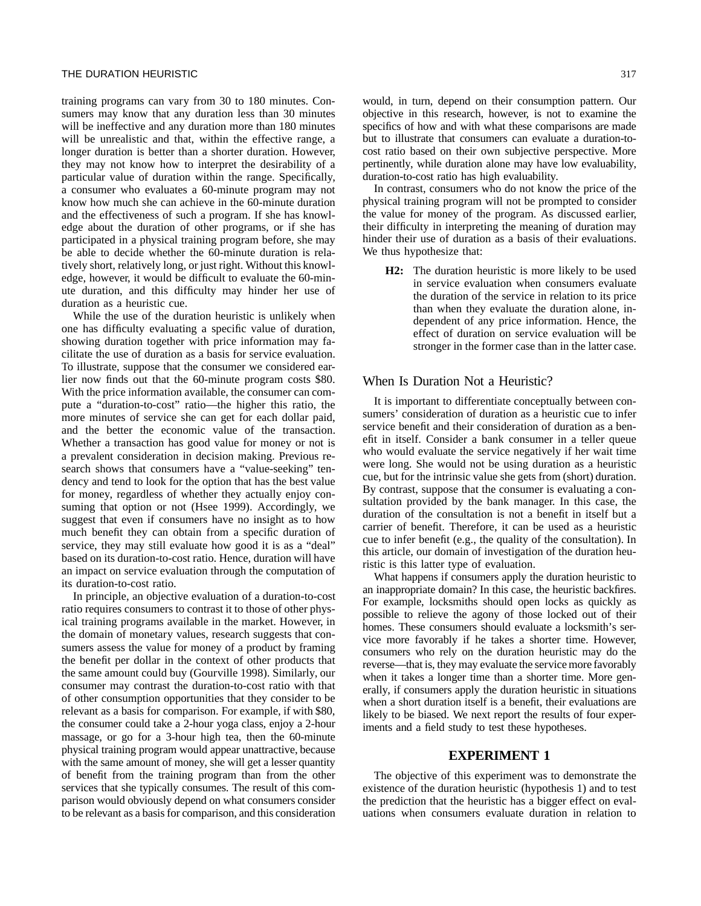training programs can vary from 30 to 180 minutes. Consumers may know that any duration less than 30 minutes will be ineffective and any duration more than 180 minutes will be unrealistic and that, within the effective range, a longer duration is better than a shorter duration. However, they may not know how to interpret the desirability of a particular value of duration within the range. Specifically, a consumer who evaluates a 60-minute program may not know how much she can achieve in the 60-minute duration and the effectiveness of such a program. If she has knowledge about the duration of other programs, or if she has participated in a physical training program before, she may be able to decide whether the 60-minute duration is relatively short, relatively long, or just right. Without this knowledge, however, it would be difficult to evaluate the 60-minute duration, and this difficulty may hinder her use of duration as a heuristic cue.

While the use of the duration heuristic is unlikely when one has difficulty evaluating a specific value of duration, showing duration together with price information may facilitate the use of duration as a basis for service evaluation. To illustrate, suppose that the consumer we considered earlier now finds out that the 60-minute program costs $80. With the price information available, the consumer can compute a "duration-to-cost" ratio—the higher this ratio, the more minutes of service she can get for each dollar paid, and the better the economic value of the transaction. Whether a transaction has good value for money or not is a prevalent consideration in decision making. Previous research shows that consumers have a "value-seeking" tendency and tend to look for the option that has the best value for money, regardless of whether they actually enjoy consuming that option or not (Hsee 1999). Accordingly, we suggest that even if consumers have no insight as to how much benefit they can obtain from a specific duration of service, they may still evaluate how good it is as a "deal" based on its duration-to-cost ratio. Hence, duration will have an impact on service evaluation through the computation of its duration-to-cost ratio.

In principle, an objective evaluation of a duration-to-cost ratio requires consumers to contrast it to those of other physical training programs available in the market. However, in the domain of monetary values, research suggests that consumers assess the value for money of a product by framing the benefit per dollar in the context of other products that the same amount could buy (Gourville 1998). Similarly, our consumer may contrast the duration-to-cost ratio with that of other consumption opportunities that they consider to be relevant as a basis for comparison. For example, if with $80, the consumer could take a 2-hour yoga class, enjoy a 2-hour massage, or go for a 3-hour high tea, then the 60-minute physical training program would appear unattractive, because with the same amount of money, she will get a lesser quantity of benefit from the training program than from the other services that she typically consumes. The result of this comparison would obviously depend on what consumers consider to be relevant as a basis for comparison, and this consideration would, in turn, depend on their consumption pattern. Our objective in this research, however, is not to examine the specifics of how and with what these comparisons are made but to illustrate that consumers can evaluate a duration-to-cost ratio based on their own subjective perspective. More pertinently, while duration alone may have low evaluability, duration-to-cost ratio has high evaluability.

In contrast, consumers who do not know the price of the physical training program will not be prompted to consider the value for money of the program. As discussed earlier, their difficulty in interpreting the meaning of duration may hinder their use of duration as a basis of their evaluations. We thus hypothesize that:

> **H2:** The duration heuristic is more likely to be used in service evaluation when consumers evaluate the duration of the service in relation to its price than when they evaluate the duration alone, independent of any price information. Hence, the effect of duration on service evaluation will be stronger in the former case than in the latter case.

## When Is Duration Not a Heuristic?

It is important to differentiate conceptually between consumers' consideration of duration as a heuristic cue to infer service benefit and their consideration of duration as a benefit in itself. Consider a bank consumer in a teller queue who would evaluate the service negatively if her wait time were long. She would not be using duration as a heuristic cue, but for the intrinsic value she gets from (short) duration. By contrast, suppose that the consumer is evaluating a consultation provided by the bank manager. In this case, the duration of the consultation is not a benefit in itself but a carrier of benefit. Therefore, it can be used as a heuristic cue to infer benefit (e.g., the quality of the consultation). In this article, our domain of investigation of the duration heuristic is this latter type of evaluation.

What happens if consumers apply the duration heuristic to an inappropriate domain? In this case, the heuristic backfires. For example, locksmiths should open locks as quickly as possible to relieve the agony of those locked out of their homes. These consumers should evaluate a locksmith's service more favorably if he takes a shorter time. However, consumers who rely on the duration heuristic may do the reverse—that is, they may evaluate the service more favorably when it takes a longer time than a shorter time. More generally, if consumers apply the duration heuristic in situations when a short duration itself is a benefit, their evaluations are likely to be biased. We next report the results of four experiments and a field study to test these hypotheses.

## EXPERIMENT 1

The objective of this experiment was to demonstrate the existence of the duration heuristic (hypothesis 1) and to test the prediction that the heuristic has a bigger effect on evaluations when consumers evaluate duration in relation to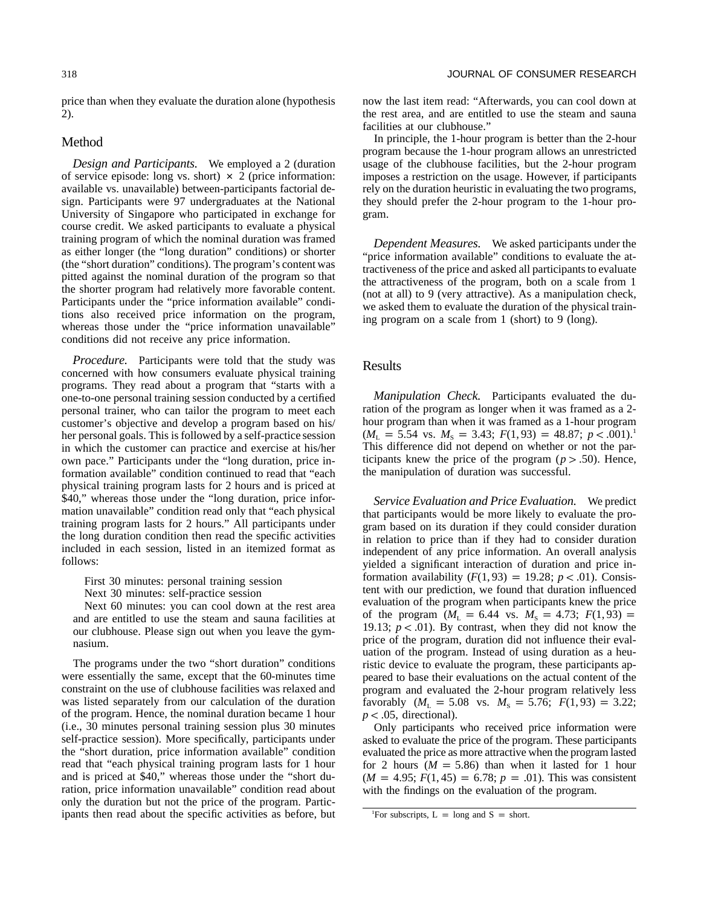price than when they evaluate the duration alone (hypothesis 2).

## Method

*Design and Participants.* We employed a 2 (duration of service episode: long vs. short) × 2 (price information: available vs. unavailable) between-participants factorial design. Participants were 97 undergraduates at the National University of Singapore who participated in exchange for course credit. We asked participants to evaluate a physical training program of which the nominal duration was framed as either longer (the "long duration" conditions) or shorter (the "short duration" conditions). The program's content was pitted against the nominal duration of the program so that the shorter program had relatively more favorable content. Participants under the "price information available" conditions also received price information on the program, whereas those under the "price information unavailable" conditions did not receive any price information.

*Procedure.* Participants were told that the study was concerned with how consumers evaluate physical training programs. They read about a program that "starts with a one-to-one personal training session conducted by a certified personal trainer, who can tailor the program to meet each customer's objective and develop a program based on his/her personal goals. This is followed by a self-practice session in which the customer can practice and exercise at his/her own pace." Participants under the "long duration, price information available" condition continued to read that "each physical training program lasts for 2 hours and is priced at $40," whereas those under the "long duration, price information unavailable" condition read only that "each physical training program lasts for 2 hours." All participants under the long duration condition then read the specific activities included in each session, listed in an itemized format as follows:

First 30 minutes: personal training session

Next 30 minutes: self-practice session

Next 60 minutes: you can cool down at the rest area and are entitled to use the steam and sauna facilities at our clubhouse. Please sign out when you leave the gymnasium.

The programs under the two "short duration" conditions were essentially the same, except that the 60-minutes time constraint on the use of clubhouse facilities was relaxed and was listed separately from our calculation of the duration of the program. Hence, the nominal duration became 1 hour (i.e., 30 minutes personal training session plus 30 minutes self-practice session). More specifically, participants under the "short duration, price information available" condition read that "each physical training program lasts for 1 hour and is priced at $40," whereas those under the "short duration, price information unavailable" condition read about only the duration but not the price of the program. Participants then read about the specific activities as before, but now the last item read: "Afterwards, you can cool down at the rest area, and are entitled to use the steam and sauna facilities at our clubhouse."

In principle, the 1-hour program is better than the 2-hour program because the 1-hour program allows an unrestricted usage of the clubhouse facilities, but the 2-hour program imposes a restriction on the usage. However, if participants rely on the duration heuristic in evaluating the two programs, they should prefer the 2-hour program to the 1-hour program.

*Dependent Measures.* We asked participants under the "price information available" conditions to evaluate the attractiveness of the price and asked all participants to evaluate the attractiveness of the program, both on a scale from 1 (not at all) to 9 (very attractive). As a manipulation check, we asked them to evaluate the duration of the physical training program on a scale from 1 (short) to 9 (long).

## Results

*Manipulation Check.* Participants evaluated the duration of the program as longer when it was framed as a 2-hour program than when it was framed as a 1-hour program ($M_L = 5.54$ vs. $M_S = 3.43$; $F(1, 93) = 48.87$; $p < .001$).[1] This difference did not depend on whether or not the participants knew the price of the program ($p > .50$). Hence, the manipulation of duration was successful.

*Service Evaluation and Price Evaluation.* We predict that participants would be more likely to evaluate the program based on its duration if they could consider duration in relation to price than if they had to consider duration independent of any price information. An overall analysis yielded a significant interaction of duration and price information availability ($F(1, 93) = 19.28$; $p < .01$). Consistent with our prediction, we found that duration influenced evaluation of the program when participants knew the price of the program ($M_L = 6.44$ vs. $M_S = 4.73$; $F(1, 93) = 19.13$; $p < .01$). By contrast, when they did not know the price of the program, duration did not influence their evaluation of the program. Instead of using duration as a heuristic device to evaluate the program, these participants appeared to base their evaluations on the actual content of the program and evaluated the 2-hour program relatively less favorably ($M_L = 5.08$ vs. $M_S = 5.76$; $F(1, 93) = 3.22$; $p < .05$, directional).

Only participants who received price information were asked to evaluate the price of the program. These participants evaluated the price as more attractive when the program lasted for 2 hours ($M = 5.86$) than when it lasted for 1 hour ($M = 4.95$; $F(1, 45) = 6.78$; $p = .01$). This was consistent with the findings on the evaluation of the program.

[1]For subscripts, L = long and S = short.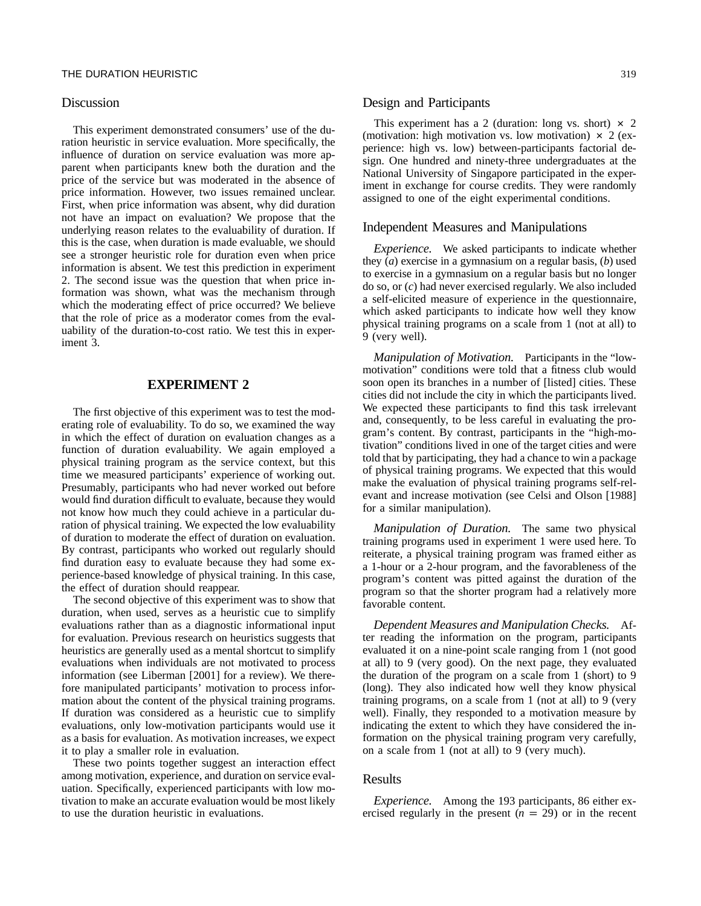## Discussion

This experiment demonstrated consumers' use of the duration heuristic in service evaluation. More specifically, the influence of duration on service evaluation was more apparent when participants knew both the duration and the price of the service but was moderated in the absence of price information. However, two issues remained unclear. First, when price information was absent, why did duration not have an impact on evaluation? We propose that the underlying reason relates to the evaluability of duration. If this is the case, when duration is made evaluable, we should see a stronger heuristic role for duration even when price information is absent. We test this prediction in experiment 2. The second issue was the question that when price information was shown, what was the mechanism through which the moderating effect of price occurred? We believe that the role of price as a moderator comes from the evaluability of the duration-to-cost ratio. We test this in experiment 3.

# EXPERIMENT 2

The first objective of this experiment was to test the moderating role of evaluability. To do so, we examined the way in which the effect of duration on evaluation changes as a function of duration evaluability. We again employed a physical training program as the service context, but this time we measured participants' experience of working out. Presumably, participants who had never worked out before would find duration difficult to evaluate, because they would not know how much they could achieve in a particular duration of physical training. We expected the low evaluability of duration to moderate the effect of duration on evaluation. By contrast, participants who worked out regularly should find duration easy to evaluate because they had some experience-based knowledge of physical training. In this case, the effect of duration should reappear.

The second objective of this experiment was to show that duration, when used, serves as a heuristic cue to simplify evaluations rather than as a diagnostic informational input for evaluation. Previous research on heuristics suggests that heuristics are generally used as a mental shortcut to simplify evaluations when individuals are not motivated to process information (see Liberman [2001] for a review). We therefore manipulated participants' motivation to process information about the content of the physical training programs. If duration was considered as a heuristic cue to simplify evaluations, only low-motivation participants would use it as a basis for evaluation. As motivation increases, we expect it to play a smaller role in evaluation.

These two points together suggest an interaction effect among motivation, experience, and duration on service evaluation. Specifically, experienced participants with low motivation to make an accurate evaluation would be most likely to use the duration heuristic in evaluations.

## Design and Participants

This experiment has a 2 (duration: long vs. short) $\times$ 2 (motivation: high motivation vs. low motivation) $\times$ 2 (experience: high vs. low) between-participants factorial design. One hundred and ninety-three undergraduates at the National University of Singapore participated in the experiment in exchange for course credits. They were randomly assigned to one of the eight experimental conditions.

## Independent Measures and Manipulations

*Experience.* We asked participants to indicate whether they (*a*) exercise in a gymnasium on a regular basis, (*b*) used to exercise in a gymnasium on a regular basis but no longer do so, or (*c*) had never exercised regularly. We also included a self-elicited measure of experience in the questionnaire, which asked participants to indicate how well they know physical training programs on a scale from 1 (not at all) to 9 (very well).

*Manipulation of Motivation.* Participants in the "low-motivation" conditions were told that a fitness club would soon open its branches in a number of [listed] cities. These cities did not include the city in which the participants lived. We expected these participants to find this task irrelevant and, consequently, to be less careful in evaluating the program's content. By contrast, participants in the "high-motivation" conditions lived in one of the target cities and were told that by participating, they had a chance to win a package of physical training programs. We expected that this would make the evaluation of physical training programs self-relevant and increase motivation (see Celsi and Olson [1988] for a similar manipulation).

*Manipulation of Duration.* The same two physical training programs used in experiment 1 were used here. To reiterate, a physical training program was framed either as a 1-hour or a 2-hour program, and the favorableness of the program's content was pitted against the duration of the program so that the shorter program had a relatively more favorable content.

*Dependent Measures and Manipulation Checks.* After reading the information on the program, participants evaluated it on a nine-point scale ranging from 1 (not good at all) to 9 (very good). On the next page, they evaluated the duration of the program on a scale from 1 (short) to 9 (long). They also indicated how well they know physical training programs, on a scale from 1 (not at all) to 9 (very well). Finally, they responded to a motivation measure by indicating the extent to which they have considered the information on the physical training program very carefully, on a scale from 1 (not at all) to 9 (very much).

## Results

*Experience.* Among the 193 participants, 86 either exercised regularly in the present ($n = 29$) or in the recent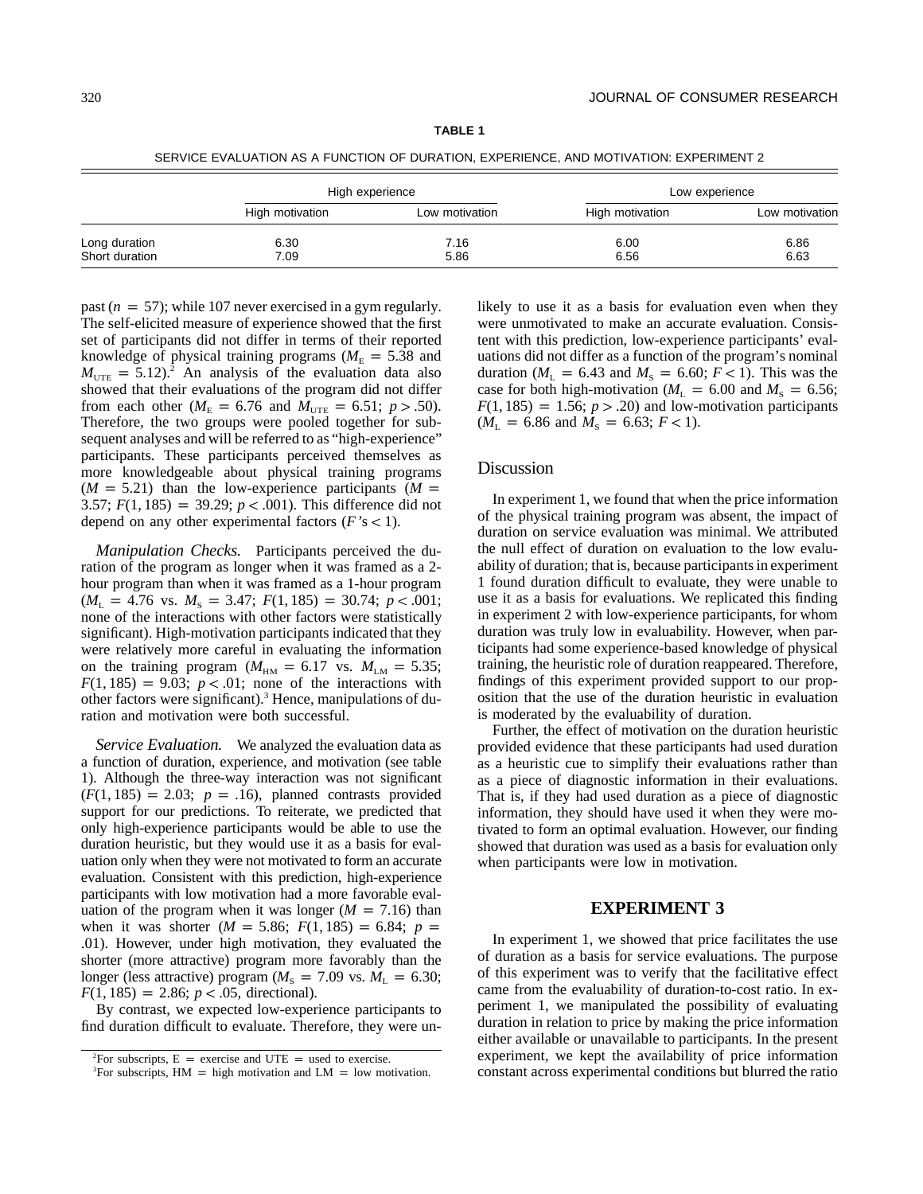**TABLE 1**

SERVICE EVALUATION AS A FUNCTION OF DURATION, EXPERIENCE, AND MOTIVATION: EXPERIMENT 2

| | High experience | | Low experience | |
|---|---|---|---|---|
| | High motivation | Low motivation | High motivation | Low motivation |
| Long duration | 6.30 | 7.16 | 6.00 | 6.86 |
| Short duration | 7.09 | 5.86 | 6.56 | 6.63 |

past ($n = 57$); while 107 never exercised in a gym regularly. The self-elicited measure of experience showed that the first set of participants did not differ in terms of their reported knowledge of physical training programs ($M_{\text{E}} = 5.38$ and $M_{\text{UTE}} = 5.12$).[2] An analysis of the evaluation data also showed that their evaluations of the program did not differ from each other ($M_{\text{E}} = 6.76$ and $M_{\text{UTE}} = 6.51$; $p > .50$). Therefore, the two groups were pooled together for subsequent analyses and will be referred to as "high-experience" participants. These participants perceived themselves as more knowledgeable about physical training programs ($M = 5.21$) than the low-experience participants ($M = 3.57$; $F(1, 185) = 39.29$; $p < .001$). This difference did not depend on any other experimental factors ($F$'s $< 1$).

*Manipulation Checks.* Participants perceived the duration of the program as longer when it was framed as a 2-hour program than when it was framed as a 1-hour program ($M_{\text{L}} = 4.76$ vs. $M_{\text{S}} = 3.47$; $F(1, 185) = 30.74$; $p < .001$; none of the interactions with other factors were statistically significant). High-motivation participants indicated that they were relatively more careful in evaluating the information on the training program ($M_{\text{HM}} = 6.17$ vs. $M_{\text{LM}} = 5.35$; $F(1, 185) = 9.03$; $p < .01$; none of the interactions with other factors were significant).[3] Hence, manipulations of duration and motivation were both successful.

*Service Evaluation.* We analyzed the evaluation data as a function of duration, experience, and motivation (see table 1). Although the three-way interaction was not significant ($F(1, 185) = 2.03$; $p = .16$), planned contrasts provided support for our predictions. To reiterate, we predicted that only high-experience participants would be able to use the duration heuristic, but they would use it as a basis for evaluation only when they were not motivated to form an accurate evaluation. Consistent with this prediction, high-experience participants with low motivation had a more favorable evaluation of the program when it was longer ($M = 7.16$) than when it was shorter ($M = 5.86$; $F(1, 185) = 6.84$; $p = .01$). However, under high motivation, they evaluated the shorter (more attractive) program more favorably than the longer (less attractive) program ($M_{\text{S}} = 7.09$ vs. $M_{\text{L}} = 6.30$; $F(1, 185) = 2.86$; $p < .05$, directional).

By contrast, we expected low-experience participants to find duration difficult to evaluate. Therefore, they were unlikely to use it as a basis for evaluation even when they were unmotivated to make an accurate evaluation. Consistent with this prediction, low-experience participants' evaluations did not differ as a function of the program's nominal duration ($M_{\text{L}} = 6.43$ and $M_{\text{S}} = 6.60$; $F < 1$). This was the case for both high-motivation ($M_{\text{L}} = 6.00$ and $M_{\text{S}} = 6.56$; $F(1, 185) = 1.56$; $p > .20$) and low-motivation participants ($M_{\text{L}} = 6.86$ and $M_{\text{S}} = 6.63$; $F < 1$).

## Discussion

In experiment 1, we found that when the price information of the physical training program was absent, the impact of duration on service evaluation was minimal. We attributed the null effect of duration on evaluation to the low evaluability of duration; that is, because participants in experiment 1 found duration difficult to evaluate, they were unable to use it as a basis for evaluations. We replicated this finding in experiment 2 with low-experience participants, for whom duration was truly low in evaluability. However, when participants had some experience-based knowledge of physical training, the heuristic role of duration reappeared. Therefore, findings of this experiment provided support to our proposition that the use of the duration heuristic in evaluation is moderated by the evaluability of duration.

Further, the effect of motivation on the duration heuristic provided evidence that these participants had used duration as a heuristic cue to simplify their evaluations rather than as a piece of diagnostic information in their evaluations. That is, if they had used duration as a piece of diagnostic information, they should have used it when they were motivated to form an optimal evaluation. However, our finding showed that duration was used as a basis for evaluation only when participants were low in motivation.

## EXPERIMENT 3

In experiment 1, we showed that price facilitates the use of duration as a basis for service evaluations. The purpose of this experiment was to verify that the facilitative effect came from the evaluability of duration-to-cost ratio. In experiment 1, we manipulated the possibility of evaluating duration in relation to price by making the price information either available or unavailable to participants. In the present experiment, we kept the availability of price information constant across experimental conditions but blurred the ratio

[2] For subscripts, E = exercise and UTE = used to exercise.

[3] For subscripts, HM = high motivation and LM = low motivation.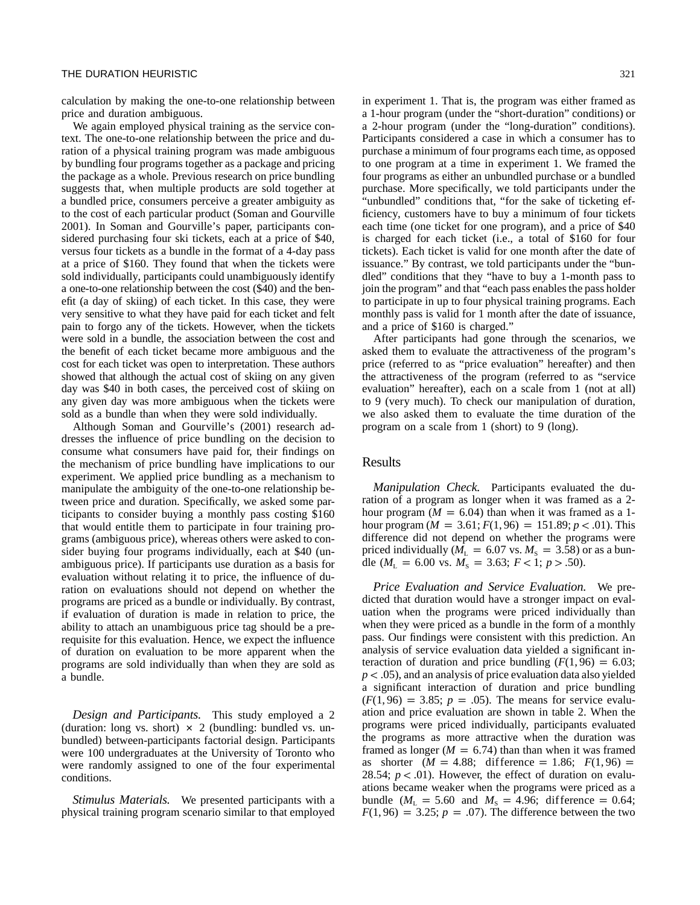calculation by making the one-to-one relationship between price and duration ambiguous.

We again employed physical training as the service context. The one-to-one relationship between the price and duration of a physical training program was made ambiguous by bundling four programs together as a package and pricing the package as a whole. Previous research on price bundling suggests that, when multiple products are sold together at a bundled price, consumers perceive a greater ambiguity as to the cost of each particular product (Soman and Gourville 2001). In Soman and Gourville's paper, participants considered purchasing four ski tickets, each at a price of $40, versus four tickets as a bundle in the format of a 4-day pass at a price of $160. They found that when the tickets were sold individually, participants could unambiguously identify a one-to-one relationship between the cost ($40) and the benefit (a day of skiing) of each ticket. In this case, they were very sensitive to what they have paid for each ticket and felt pain to forgo any of the tickets. However, when the tickets were sold in a bundle, the association between the cost and the benefit of each ticket became more ambiguous and the cost for each ticket was open to interpretation. These authors showed that although the actual cost of skiing on any given day was $40 in both cases, the perceived cost of skiing on any given day was more ambiguous when the tickets were sold as a bundle than when they were sold individually.

Although Soman and Gourville's (2001) research addresses the influence of price bundling on the decision to consume what consumers have paid for, their findings on the mechanism of price bundling have implications to our experiment. We applied price bundling as a mechanism to manipulate the ambiguity of the one-to-one relationship between price and duration. Specifically, we asked some participants to consider buying a monthly pass costing $160 that would entitle them to participate in four training programs (ambiguous price), whereas others were asked to consider buying four programs individually, each at $40 (unambiguous price). If participants use duration as a basis for evaluation without relating it to price, the influence of duration on evaluations should not depend on whether the programs are priced as a bundle or individually. By contrast, if evaluation of duration is made in relation to price, the ability to attach an unambiguous price tag should be a prerequisite for this evaluation. Hence, we expect the influence of duration on evaluation to be more apparent when the programs are sold individually than when they are sold as a bundle.

*Design and Participants.* This study employed a 2 (duration: long vs. short) × 2 (bundling: bundled vs. unbundled) between-participants factorial design. Participants were 100 undergraduates at the University of Toronto who were randomly assigned to one of the four experimental conditions.

*Stimulus Materials.* We presented participants with a physical training program scenario similar to that employed in experiment 1. That is, the program was either framed as a 1-hour program (under the "short-duration" conditions) or a 2-hour program (under the "long-duration" conditions). Participants considered a case in which a consumer has to purchase a minimum of four programs each time, as opposed to one program at a time in experiment 1. We framed the four programs as either an unbundled purchase or a bundled purchase. More specifically, we told participants under the "unbundled" conditions that, "for the sake of ticketing efficiency, customers have to buy a minimum of four tickets each time (one ticket for one program), and a price of $40 is charged for each ticket (i.e., a total of $160 for four tickets). Each ticket is valid for one month after the date of issuance." By contrast, we told participants under the "bundled" conditions that they "have to buy a 1-month pass to join the program" and that "each pass enables the pass holder to participate in up to four physical training programs. Each monthly pass is valid for 1 month after the date of issuance, and a price of $160 is charged."

After participants had gone through the scenarios, we asked them to evaluate the attractiveness of the program's price (referred to as "price evaluation" hereafter) and then the attractiveness of the program (referred to as "service evaluation" hereafter), each on a scale from 1 (not at all) to 9 (very much). To check our manipulation of duration, we also asked them to evaluate the time duration of the program on a scale from 1 (short) to 9 (long).

## Results

*Manipulation Check.* Participants evaluated the duration of a program as longer when it was framed as a 2-hour program ($M = 6.04$) than when it was framed as a 1-hour program ($M = 3.61$; $F(1, 96) = 151.89$; $p < .01$). This difference did not depend on whether the programs were priced individually ($M_L = 6.07$ vs. $M_S = 3.58$) or as a bundle ($M_L = 6.00$ vs. $M_S = 3.63$; $F < 1$; $p > .50$).

*Price Evaluation and Service Evaluation.* We predicted that duration would have a stronger impact on evaluation when the programs were priced individually than when they were priced as a bundle in the form of a monthly pass. Our findings were consistent with this prediction. An analysis of service evaluation data yielded a significant interaction of duration and price bundling ($F(1, 96) = 6.03$; $p < .05$), and an analysis of price evaluation data also yielded a significant interaction of duration and price bundling ($F(1, 96) = 3.85$; $p = .05$). The means for service evaluation and price evaluation are shown in table 2. When the programs were priced individually, participants evaluated the programs as more attractive when the duration was framed as longer ($M = 6.74$) than than when it was framed as shorter ($M = 4.88$; difference = 1.86; $F(1, 96) = 28.54$; $p < .01$). However, the effect of duration on evaluations became weaker when the programs were priced as a bundle ($M_L = 5.60$ and $M_S = 4.96$; difference = 0.64; $F(1, 96) = 3.25$; $p = .07$). The difference between the two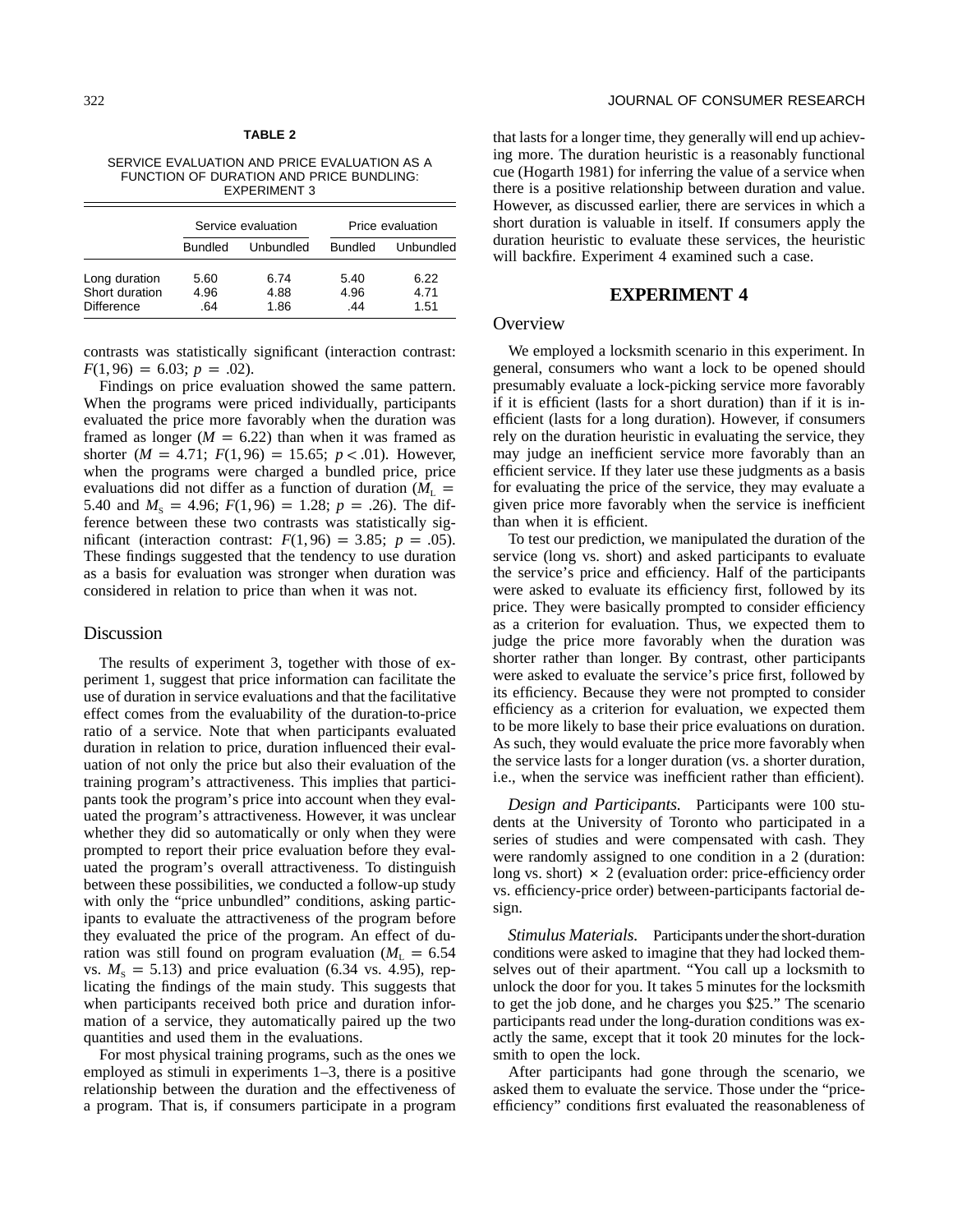**TABLE 2**

SERVICE EVALUATION AND PRICE EVALUATION AS A FUNCTION OF DURATION AND PRICE BUNDLING: EXPERIMENT 3

| | Service evaluation | | Price evaluation | |
|---|---|---|---|---|
| | Bundled | Unbundled | Bundled | Unbundled |
| Long duration | 5.60 | 6.74 | 5.40 | 6.22 |
| Short duration | 4.96 | 4.88 | 4.96 | 4.71 |
| Difference | .64 | 1.86 | .44 | 1.51 |

contrasts was statistically significant (interaction contrast: $F(1, 96) = 6.03$; $p = .02$).

Findings on price evaluation showed the same pattern. When the programs were priced individually, participants evaluated the price more favorably when the duration was framed as longer ($M = 6.22$) than when it was framed as shorter ($M = 4.71$; $F(1, 96) = 15.65$; $p < .01$). However, when the programs were charged a bundled price, price evaluations did not differ as a function of duration ($M_L = 5.40$ and $M_S = 4.96$; $F(1, 96) = 1.28$; $p = .26$). The difference between these two contrasts was statistically significant (interaction contrast: $F(1, 96) = 3.85$; $p = .05$). These findings suggested that the tendency to use duration as a basis for evaluation was stronger when duration was considered in relation to price than when it was not.

## Discussion

The results of experiment 3, together with those of experiment 1, suggest that price information can facilitate the use of duration in service evaluations and that the facilitative effect comes from the evaluability of the duration-to-price ratio of a service. Note that when participants evaluated duration in relation to price, duration influenced their evaluation of not only the price but also their evaluation of the training program's attractiveness. This implies that participants took the program's price into account when they evaluated the program's attractiveness. However, it was unclear whether they did so automatically or only when they were prompted to report their price evaluation before they evaluated the program's overall attractiveness. To distinguish between these possibilities, we conducted a follow-up study with only the "price unbundled" conditions, asking participants to evaluate the attractiveness of the program before they evaluated the price of the program. An effect of duration was still found on program evaluation ($M_L = 6.54$ vs. $M_S = 5.13$) and price evaluation (6.34 vs. 4.95), replicating the findings of the main study. This suggests that when participants received both price and duration information of a service, they automatically paired up the two quantities and used them in the evaluations.

For most physical training programs, such as the ones we employed as stimuli in experiments 1–3, there is a positive relationship between the duration and the effectiveness of a program. That is, if consumers participate in a program that lasts for a longer time, they generally will end up achieving more. The duration heuristic is a reasonably functional cue (Hogarth 1981) for inferring the value of a service when there is a positive relationship between duration and value. However, as discussed earlier, there are services in which a short duration is valuable in itself. If consumers apply the duration heuristic to evaluate these services, the heuristic will backfire. Experiment 4 examined such a case.

# EXPERIMENT 4

## Overview

We employed a locksmith scenario in this experiment. In general, consumers who want a lock to be opened should presumably evaluate a lock-picking service more favorably if it is efficient (lasts for a short duration) than if it is inefficient (lasts for a long duration). However, if consumers rely on the duration heuristic in evaluating the service, they may judge an inefficient service more favorably than an efficient service. If they later use these judgments as a basis for evaluating the price of the service, they may evaluate a given price more favorably when the service is inefficient than when it is efficient.

To test our prediction, we manipulated the duration of the service (long vs. short) and asked participants to evaluate the service's price and efficiency. Half of the participants were asked to evaluate its efficiency first, followed by its price. They were basically prompted to consider efficiency as a criterion for evaluation. Thus, we expected them to judge the price more favorably when the duration was shorter rather than longer. By contrast, other participants were asked to evaluate the service's price first, followed by its efficiency. Because they were not prompted to consider efficiency as a criterion for evaluation, we expected them to be more likely to base their price evaluations on duration. As such, they would evaluate the price more favorably when the service lasts for a longer duration (vs. a shorter duration, i.e., when the service was inefficient rather than efficient).

*Design and Participants.* Participants were 100 students at the University of Toronto who participated in a series of studies and were compensated with cash. They were randomly assigned to one condition in a 2 (duration: long vs. short) $\times$ 2 (evaluation order: price-efficiency order vs. efficiency-price order) between-participants factorial design.

*Stimulus Materials.* Participants under the short-duration conditions were asked to imagine that they had locked themselves out of their apartment. "You call up a locksmith to unlock the door for you. It takes 5 minutes for the locksmith to get the job done, and he charges you $25." The scenario participants read under the long-duration conditions was exactly the same, except that it took 20 minutes for the locksmith to open the lock.

After participants had gone through the scenario, we asked them to evaluate the service. Those under the "price-efficiency" conditions first evaluated the reasonableness of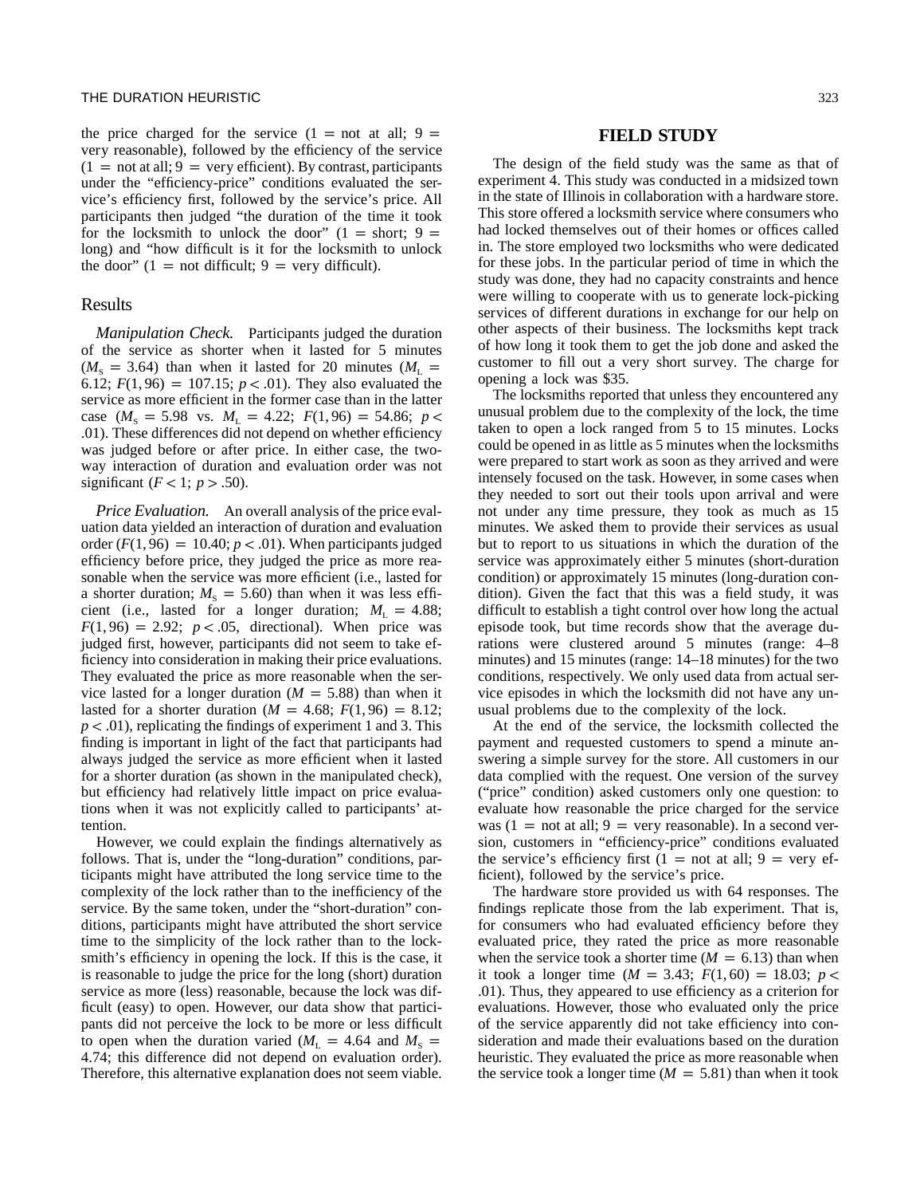the price charged for the service (1 = not at all; 9 = very reasonable), followed by the efficiency of the service (1 = not at all; 9 = very efficient). By contrast, participants under the "efficiency-price" conditions evaluated the service's efficiency first, followed by the service's price. All participants then judged "the duration of the time it took for the locksmith to unlock the door" (1 = short; 9 = long) and "how difficult is it for the locksmith to unlock the door" (1 = not difficult; 9 = very difficult).

## Results

*Manipulation Check.* Participants judged the duration of the service as shorter when it lasted for 5 minutes ($M_S = 3.64$) than when it lasted for 20 minutes ($M_L = 6.12$; $F(1, 96) = 107.15$; $p < .01$). They also evaluated the service as more efficient in the former case than in the latter case ($M_S = 5.98$ vs. $M_L = 4.22$; $F(1, 96) = 54.86$; $p < .01$). These differences did not depend on whether efficiency was judged before or after price. In either case, the two-way interaction of duration and evaluation order was not significant ($F < 1$; $p > .50$).

*Price Evaluation.* An overall analysis of the price evaluation data yielded an interaction of duration and evaluation order ($F(1, 96) = 10.40$; $p < .01$). When participants judged efficiency before price, they judged the price as more reasonable when the service was more efficient (i.e., lasted for a shorter duration; $M_S = 5.60$) than when it was less efficient (i.e., lasted for a longer duration; $M_L = 4.88$; $F(1, 96) = 2.92$; $p < .05$, directional). When price was judged first, however, participants did not seem to take efficiency into consideration in making their price evaluations. They evaluated the price as more reasonable when the service lasted for a longer duration ($M = 5.88$) than when it lasted for a shorter duration ($M = 4.68$; $F(1, 96) = 8.12$; $p < .01$), replicating the findings of experiment 1 and 3. This finding is important in light of the fact that participants had always judged the service as more efficient when it lasted for a shorter duration (as shown in the manipulated check), but efficiency had relatively little impact on price evaluations when it was not explicitly called to participants' attention.

However, we could explain the findings alternatively as follows. That is, under the "long-duration" conditions, participants might have attributed the long service time to the complexity of the lock rather than to the inefficiency of the service. By the same token, under the "short-duration" conditions, participants might have attributed the short service time to the simplicity of the lock rather than to the locksmith's efficiency in opening the lock. If this is the case, it is reasonable to judge the price for the long (short) duration service as more (less) reasonable, because the lock was difficult (easy) to open. However, our data show that participants did not perceive the lock to be more or less difficult to open when the duration varied ($M_L = 4.64$ and $M_S = 4.74$; this difference did not depend on evaluation order). Therefore, this alternative explanation does not seem viable.

# FIELD STUDY

The design of the field study was the same as that of experiment 4. This study was conducted in a midsized town in the state of Illinois in collaboration with a hardware store. This store offered a locksmith service where consumers who had locked themselves out of their homes or offices called in. The store employed two locksmiths who were dedicated for these jobs. In the particular period of time in which the study was done, they had no capacity constraints and hence were willing to cooperate with us to generate lock-picking services of different durations in exchange for our help on other aspects of their business. The locksmiths kept track of how long it took them to get the job done and asked the customer to fill out a very short survey. The charge for opening a lock was \$35.

The locksmiths reported that unless they encountered any unusual problem due to the complexity of the lock, the time taken to open a lock ranged from 5 to 15 minutes. Locks could be opened in as little as 5 minutes when the locksmiths were prepared to start work as soon as they arrived and were intensely focused on the task. However, in some cases when they needed to sort out their tools upon arrival and were not under any time pressure, they took as much as 15 minutes. We asked them to provide their services as usual but to report to us situations in which the duration of the service was approximately either 5 minutes (short-duration condition) or approximately 15 minutes (long-duration condition). Given the fact that this was a field study, it was difficult to establish a tight control over how long the actual episode took, but time records show that the average durations were clustered around 5 minutes (range: 4–8 minutes) and 15 minutes (range: 14–18 minutes) for the two conditions, respectively. We only used data from actual service episodes in which the locksmith did not have any unusual problems due to the complexity of the lock.

At the end of the service, the locksmith collected the payment and requested customers to spend a minute answering a simple survey for the store. All customers in our data complied with the request. One version of the survey ("price" condition) asked customers only one question: to evaluate how reasonable the price charged for the service was (1 = not at all; 9 = very reasonable). In a second version, customers in "efficiency-price" conditions evaluated the service's efficiency first (1 = not at all; 9 = very efficient), followed by the service's price.

The hardware store provided us with 64 responses. The findings replicate those from the lab experiment. That is, for consumers who had evaluated efficiency before they evaluated price, they rated the price as more reasonable when the service took a shorter time ($M = 6.13$) than when it took a longer time ($M = 3.43$; $F(1, 60) = 18.03$; $p < .01$). Thus, they appeared to use efficiency as a criterion for evaluations. However, those who evaluated only the price of the service apparently did not take efficiency into consideration and made their evaluations based on the duration heuristic. They evaluated the price as more reasonable when the service took a longer time ($M = 5.81$) than when it took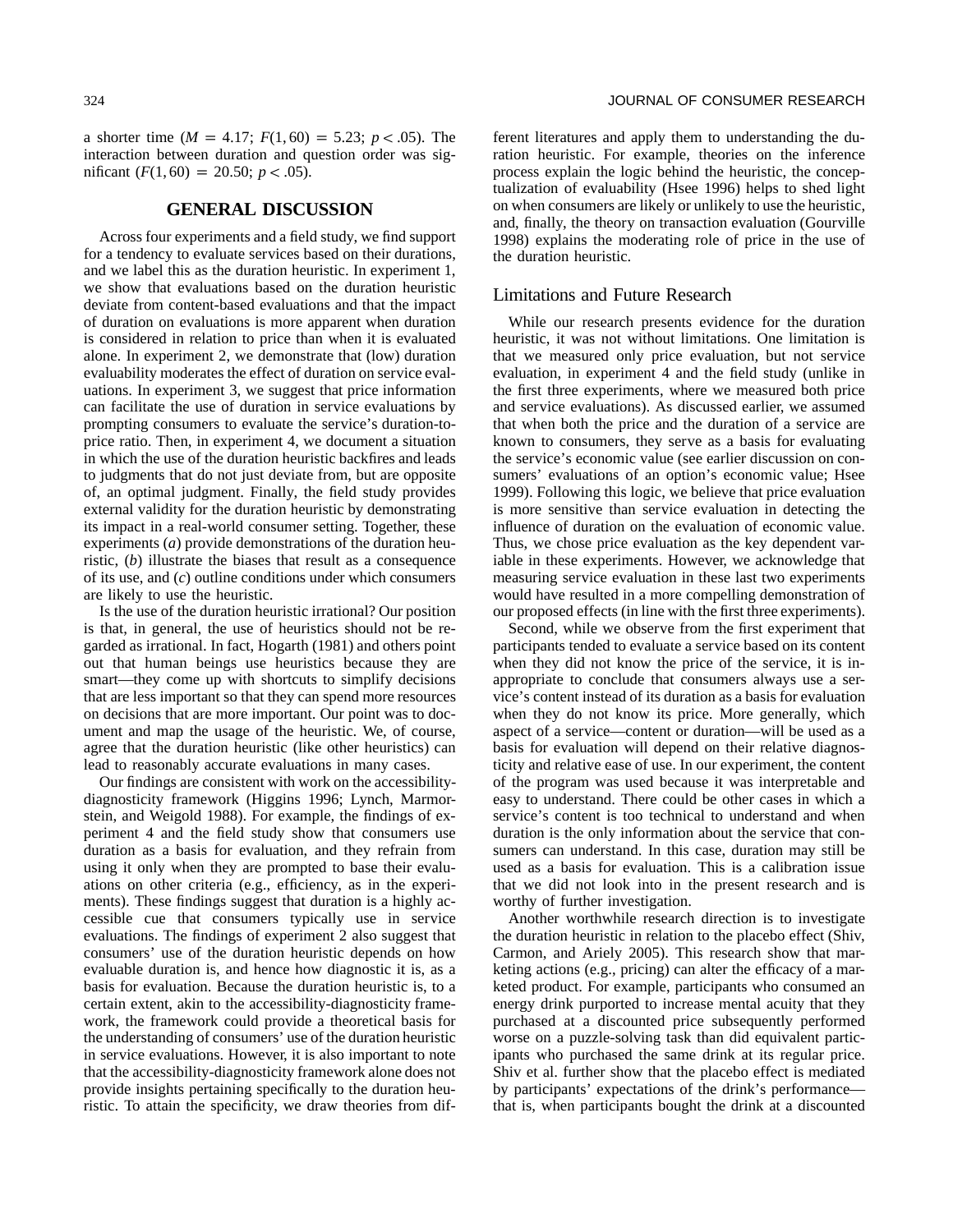a shorter time ($M = 4.17$; $F(1, 60) = 5.23$; $p < .05$). The interaction between duration and question order was significant ($F(1, 60) = 20.50$; $p < .05$).

## GENERAL DISCUSSION

Across four experiments and a field study, we find support for a tendency to evaluate services based on their durations, and we label this as the duration heuristic. In experiment 1, we show that evaluations based on the duration heuristic deviate from content-based evaluations and that the impact of duration on evaluations is more apparent when duration is considered in relation to price than when it is evaluated alone. In experiment 2, we demonstrate that (low) duration evaluability moderates the effect of duration on service evaluations. In experiment 3, we suggest that price information can facilitate the use of duration in service evaluations by prompting consumers to evaluate the service's duration-to-price ratio. Then, in experiment 4, we document a situation in which the use of the duration heuristic backfires and leads to judgments that do not just deviate from, but are opposite of, an optimal judgment. Finally, the field study provides external validity for the duration heuristic by demonstrating its impact in a real-world consumer setting. Together, these experiments (*a*) provide demonstrations of the duration heuristic, (*b*) illustrate the biases that result as a consequence of its use, and (*c*) outline conditions under which consumers are likely to use the heuristic.

Is the use of the duration heuristic irrational? Our position is that, in general, the use of heuristics should not be regarded as irrational. In fact, Hogarth (1981) and others point out that human beings use heuristics because they are smart—they come up with shortcuts to simplify decisions that are less important so that they can spend more resources on decisions that are more important. Our point was to document and map the usage of the heuristic. We, of course, agree that the duration heuristic (like other heuristics) can lead to reasonably accurate evaluations in many cases.

Our findings are consistent with work on the accessibility-diagnosticity framework (Higgins 1996; Lynch, Marmorstein, and Weigold 1988). For example, the findings of experiment 4 and the field study show that consumers use duration as a basis for evaluation, and they refrain from using it only when they are prompted to base their evaluations on other criteria (e.g., efficiency, as in the experiments). These findings suggest that duration is a highly accessible cue that consumers typically use in service evaluations. The findings of experiment 2 also suggest that consumers' use of the duration heuristic depends on how evaluable duration is, and hence how diagnostic it is, as a basis for evaluation. Because the duration heuristic is, to a certain extent, akin to the accessibility-diagnosticity framework, the framework could provide a theoretical basis for the understanding of consumers' use of the duration heuristic in service evaluations. However, it is also important to note that the accessibility-diagnosticity framework alone does not provide insights pertaining specifically to the duration heuristic. To attain the specificity, we draw theories from different literatures and apply them to understanding the duration heuristic. For example, theories on the inference process explain the logic behind the heuristic, the conceptualization of evaluability (Hsee 1996) helps to shed light on when consumers are likely or unlikely to use the heuristic, and, finally, the theory on transaction evaluation (Gourville 1998) explains the moderating role of price in the use of the duration heuristic.

### Limitations and Future Research

While our research presents evidence for the duration heuristic, it was not without limitations. One limitation is that we measured only price evaluation, but not service evaluation, in experiment 4 and the field study (unlike in the first three experiments, where we measured both price and service evaluations). As discussed earlier, we assumed that when both the price and the duration of a service are known to consumers, they serve as a basis for evaluating the service's economic value (see earlier discussion on consumers' evaluations of an option's economic value; Hsee 1999). Following this logic, we believe that price evaluation is more sensitive than service evaluation in detecting the influence of duration on the evaluation of economic value. Thus, we chose price evaluation as the key dependent variable in these experiments. However, we acknowledge that measuring service evaluation in these last two experiments would have resulted in a more compelling demonstration of our proposed effects (in line with the first three experiments).

Second, while we observe from the first experiment that participants tended to evaluate a service based on its content when they did not know the price of the service, it is inappropriate to conclude that consumers always use a service's content instead of its duration as a basis for evaluation when they do not know its price. More generally, which aspect of a service—content or duration—will be used as a basis for evaluation will depend on their relative diagnosticity and relative ease of use. In our experiment, the content of the program was used because it was interpretable and easy to understand. There could be other cases in which a service's content is too technical to understand and when duration is the only information about the service that consumers can understand. In this case, duration may still be used as a basis for evaluation. This is a calibration issue that we did not look into in the present research and is worthy of further investigation.

Another worthwhile research direction is to investigate the duration heuristic in relation to the placebo effect (Shiv, Carmon, and Ariely 2005). This research show that marketing actions (e.g., pricing) can alter the efficacy of a marketed product. For example, participants who consumed an energy drink purported to increase mental acuity that they purchased at a discounted price subsequently performed worse on a puzzle-solving task than did equivalent participants who purchased the same drink at its regular price. Shiv et al. further show that the placebo effect is mediated by participants' expectations of the drink's performance—that is, when participants bought the drink at a discounted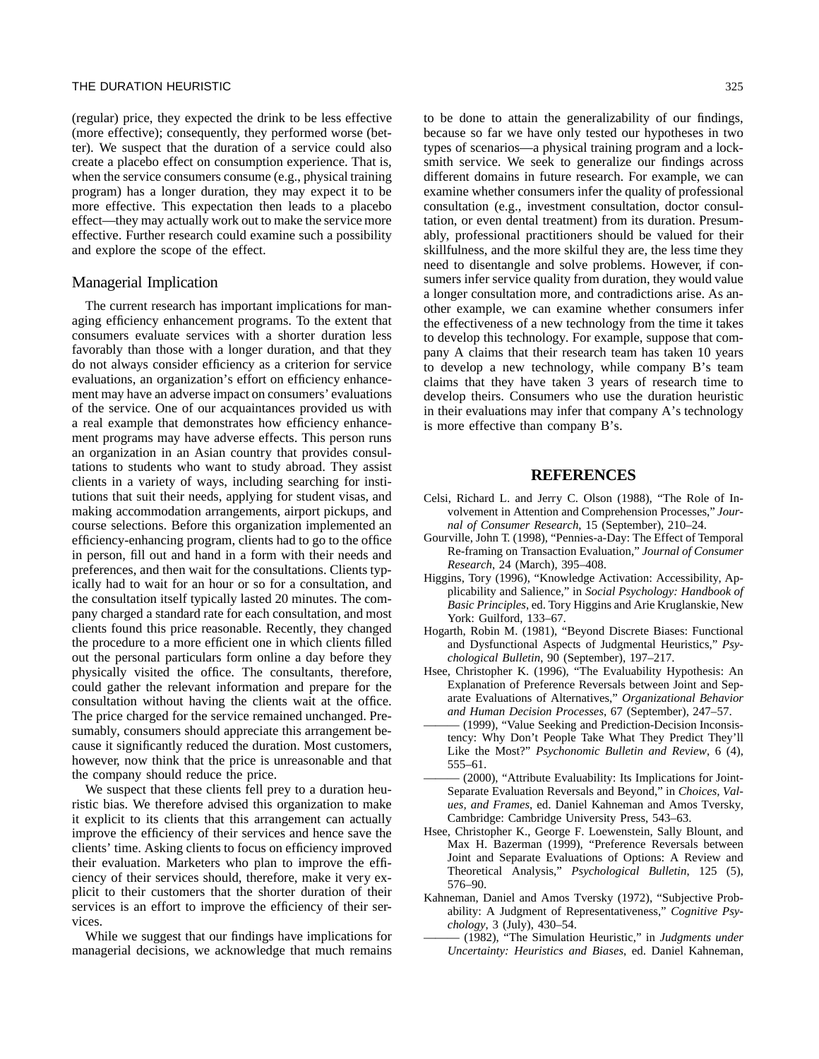(regular) price, they expected the drink to be less effective (more effective); consequently, they performed worse (better). We suspect that the duration of a service could also create a placebo effect on consumption experience. That is, when the service consumers consume (e.g., physical training program) has a longer duration, they may expect it to be more effective. This expectation then leads to a placebo effect—they may actually work out to make the service more effective. Further research could examine such a possibility and explore the scope of the effect.

## Managerial Implication

The current research has important implications for managing efficiency enhancement programs. To the extent that consumers evaluate services with a shorter duration less favorably than those with a longer duration, and that they do not always consider efficiency as a criterion for service evaluations, an organization's effort on efficiency enhancement may have an adverse impact on consumers' evaluations of the service. One of our acquaintances provided us with a real example that demonstrates how efficiency enhancement programs may have adverse effects. This person runs an organization in an Asian country that provides consultations to students who want to study abroad. They assist clients in a variety of ways, including searching for institutions that suit their needs, applying for student visas, and making accommodation arrangements, airport pickups, and course selections. Before this organization implemented an efficiency-enhancing program, clients had to go to the office in person, fill out and hand in a form with their needs and preferences, and then wait for the consultations. Clients typically had to wait for an hour or so for a consultation, and the consultation itself typically lasted 20 minutes. The company charged a standard rate for each consultation, and most clients found this price reasonable. Recently, they changed the procedure to a more efficient one in which clients filled out the personal particulars form online a day before they physically visited the office. The consultants, therefore, could gather the relevant information and prepare for the consultation without having the clients wait at the office. The price charged for the service remained unchanged. Presumably, consumers should appreciate this arrangement because it significantly reduced the duration. Most customers, however, now think that the price is unreasonable and that the company should reduce the price.

We suspect that these clients fell prey to a duration heuristic bias. We therefore advised this organization to make it explicit to its clients that this arrangement can actually improve the efficiency of their services and hence save the clients' time. Asking clients to focus on efficiency improved their evaluation. Marketers who plan to improve the efficiency of their services should, therefore, make it very explicit to their customers that the shorter duration of their services is an effort to improve the efficiency of their services.

While we suggest that our findings have implications for managerial decisions, we acknowledge that much remains to be done to attain the generalizability of our findings, because so far we have only tested our hypotheses in two types of scenarios—a physical training program and a locksmith service. We seek to generalize our findings across different domains in future research. For example, we can examine whether consumers infer the quality of professional consultation (e.g., investment consultation, doctor consultation, or even dental treatment) from its duration. Presumably, professional practitioners should be valued for their skillfulness, and the more skilful they are, the less time they need to disentangle and solve problems. However, if consumers infer service quality from duration, they would value a longer consultation more, and contradictions arise. As another example, we can examine whether consumers infer the effectiveness of a new technology from the time it takes to develop this technology. For example, suppose that company A claims that their research team has taken 10 years to develop a new technology, while company B's team claims that they have taken 3 years of research time to develop theirs. Consumers who use the duration heuristic in their evaluations may infer that company A's technology is more effective than company B's.

## REFERENCES

Celsi, Richard L. and Jerry C. Olson (1988), "The Role of Involvement in Attention and Comprehension Processes," *Journal of Consumer Research*, 15 (September), 210–24.

Gourville, John T. (1998), "Pennies-a-Day: The Effect of Temporal Re-framing on Transaction Evaluation," *Journal of Consumer Research*, 24 (March), 395–408.

Higgins, Tory (1996), "Knowledge Activation: Accessibility, Applicability and Salience," in *Social Psychology: Handbook of Basic Principles*, ed. Tory Higgins and Arie Kruglanskie, New York: Guilford, 133–67.

Hogarth, Robin M. (1981), "Beyond Discrete Biases: Functional and Dysfunctional Aspects of Judgmental Heuristics," *Psychological Bulletin*, 90 (September), 197–217.

Hsee, Christopher K. (1996), "The Evaluability Hypothesis: An Explanation of Preference Reversals between Joint and Separate Evaluations of Alternatives," *Organizational Behavior and Human Decision Processes*, 67 (September), 247–57.

——— (1999), "Value Seeking and Prediction-Decision Inconsistency: Why Don't People Take What They Predict They'll Like the Most?" *Psychonomic Bulletin and Review*, 6 (4), 555–61.

——— (2000), "Attribute Evaluability: Its Implications for Joint-Separate Evaluation Reversals and Beyond," in *Choices, Values, and Frames*, ed. Daniel Kahneman and Amos Tversky, Cambridge: Cambridge University Press, 543–63.

Hsee, Christopher K., George F. Loewenstein, Sally Blount, and Max H. Bazerman (1999), "Preference Reversals between Joint and Separate Evaluations of Options: A Review and Theoretical Analysis," *Psychological Bulletin*, 125 (5), 576–90.

Kahneman, Daniel and Amos Tversky (1972), "Subjective Probability: A Judgment of Representativeness," *Cognitive Psychology*, 3 (July), 430–54.

——— (1982), "The Simulation Heuristic," in *Judgments under Uncertainty: Heuristics and Biases*, ed. Daniel Kahneman,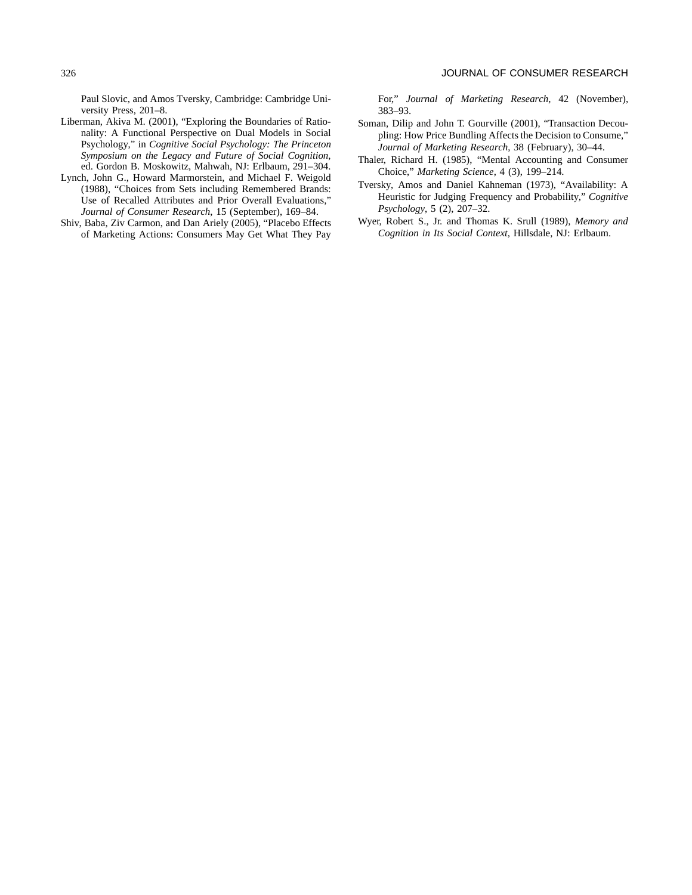Paul Slovic, and Amos Tversky, Cambridge: Cambridge University Press, 201–8.

Liberman, Akiva M. (2001), "Exploring the Boundaries of Rationality: A Functional Perspective on Dual Models in Social Psychology," in *Cognitive Social Psychology: The Princeton Symposium on the Legacy and Future of Social Cognition*, ed. Gordon B. Moskowitz, Mahwah, NJ: Erlbaum, 291–304.

Lynch, John G., Howard Marmorstein, and Michael F. Weigold (1988), "Choices from Sets including Remembered Brands: Use of Recalled Attributes and Prior Overall Evaluations," *Journal of Consumer Research*, 15 (September), 169–84.

Shiv, Baba, Ziv Carmon, and Dan Ariely (2005), "Placebo Effects of Marketing Actions: Consumers May Get What They Pay For," *Journal of Marketing Research*, 42 (November), 383–93.

Soman, Dilip and John T. Gourville (2001), "Transaction Decoupling: How Price Bundling Affects the Decision to Consume," *Journal of Marketing Research*, 38 (February), 30–44.

Thaler, Richard H. (1985), "Mental Accounting and Consumer Choice," *Marketing Science*, 4 (3), 199–214.

Tversky, Amos and Daniel Kahneman (1973), "Availability: A Heuristic for Judging Frequency and Probability," *Cognitive Psychology*, 5 (2), 207–32.

Wyer, Robert S., Jr. and Thomas K. Srull (1989), *Memory and Cognition in Its Social Context*, Hillsdale, NJ: Erlbaum.